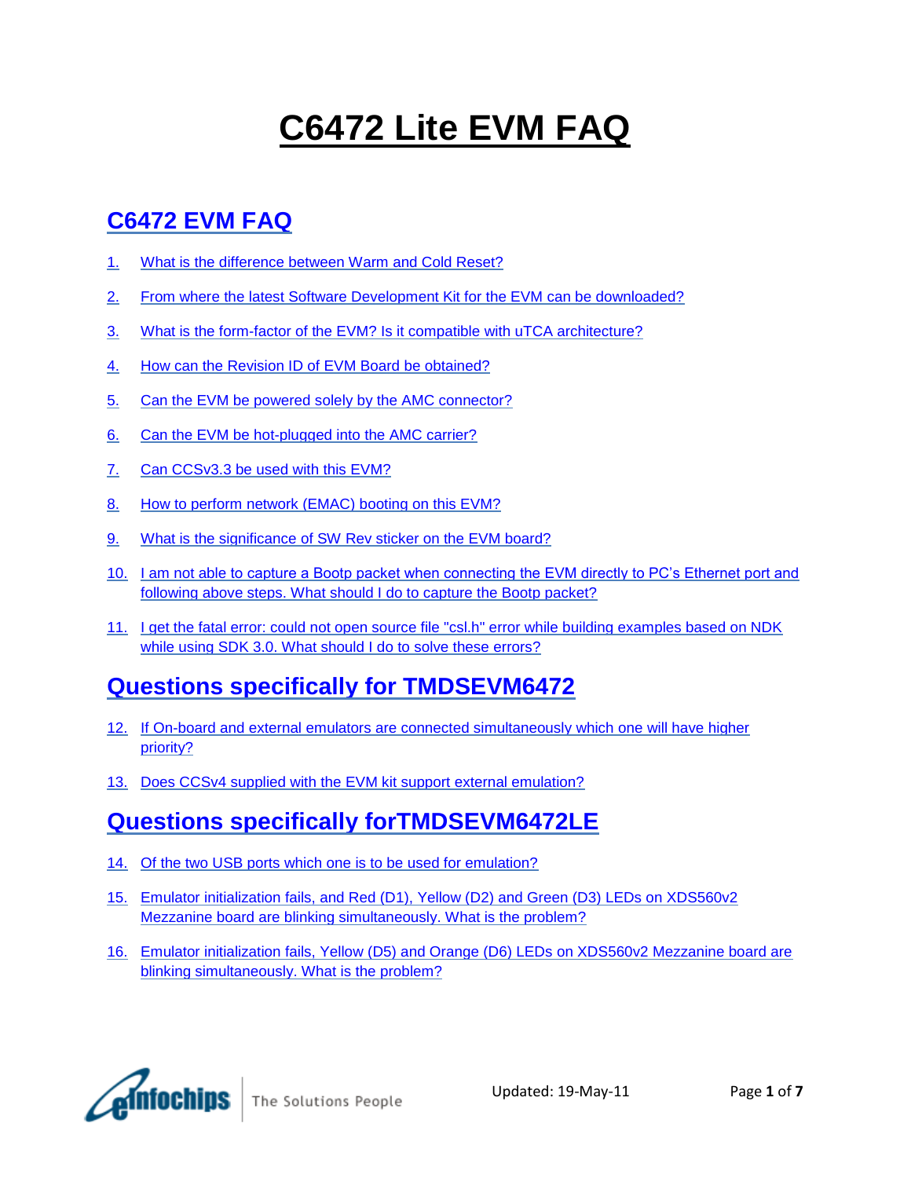# C6472 Lite EVM FAQ

## C6472 EVM FAQ

1. What is the difference between Warm and Cold Reset?
2. From where the latest Software Development Kit for the EVM can be downloaded?
3. What is the form-factor of the EVM? Is it compatible with uTCA architecture?
4. How can the Revision ID of EVM Board be obtained?
5. Can the EVM be powered solely by the AMC connector?
6. Can the EVM be hot-plugged into the AMC carrier?
7. Can CCSv3.3 be used with this EVM?
8. How to perform network (EMAC) booting on this EVM?
9. What is the significance of SW Rev sticker on the EVM board?
10. I am not able to capture a Bootp packet when connecting the EVM directly to PC's Ethernet port and following above steps. What should I do to capture the Bootp packet?
11. I get the fatal error: could not open source file "csl.h" error while building examples based on NDK while using SDK 3.0. What should I do to solve these errors?

## Questions specifically for TMDSEVM6472

12. If On-board and external emulators are connected simultaneously which one will have higher priority?
13. Does CCSv4 supplied with the EVM kit support external emulation?

## Questions specifically forTMDSEVM6472LE

14. Of the two USB ports which one is to be used for emulation?
15. Emulator initialization fails, and Red (D1), Yellow (D2) and Green (D3) LEDs on XDS560v2 Mezzanine board are blinking simultaneously. What is the problem?
16. Emulator initialization fails, Yellow (D5) and Orange (D6) LEDs on XDS560v2 Mezzanine board are blinking simultaneously. What is the problem?

Updated: 19-May-11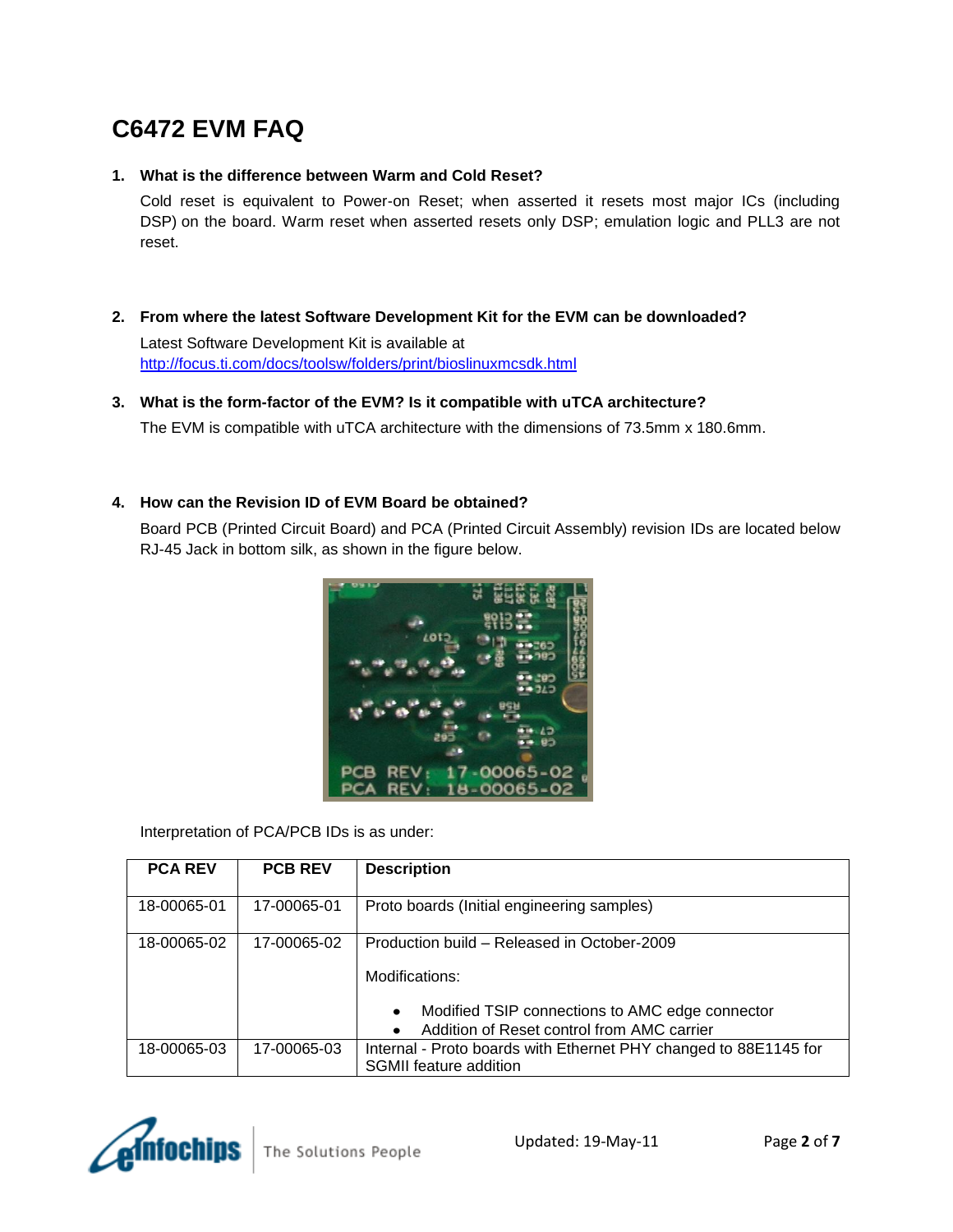# C6472 EVM FAQ

1. **What is the difference between Warm and Cold Reset?**

   Cold reset is equivalent to Power-on Reset; when asserted it resets most major ICs (including DSP) on the board. Warm reset when asserted resets only DSP; emulation logic and PLL3 are not reset.

2. **From where the latest Software Development Kit for the EVM can be downloaded?**

   Latest Software Development Kit is available at
   http://focus.ti.com/docs/toolsw/folders/print/bioslinuxmcsdk.html

3. **What is the form-factor of the EVM? Is it compatible with uTCA architecture?**

   The EVM is compatible with uTCA architecture with the dimensions of 73.5mm x 180.6mm.

4. **How can the Revision ID of EVM Board be obtained?**

   Board PCB (Printed Circuit Board) and PCA (Printed Circuit Assembly) revision IDs are located below RJ-45 Jack in bottom silk, as shown in the figure below.

   Interpretation of PCA/PCB IDs is as under:

| PCA REV | PCB REV | Description |
| --- | --- | --- |
| 18-00065-01 | 17-00065-01 | Proto boards (Initial engineering samples) |
| 18-00065-02 | 17-00065-02 | Production build – Released in October-2009<br><br>Modifications:<br><br>• Modified TSIP connections to AMC edge connector<br>• Addition of Reset control from AMC carrier |
| 18-00065-03 | 17-00065-03 | Internal - Proto boards with Ethernet PHY changed to 88E1145 for SGMII feature addition |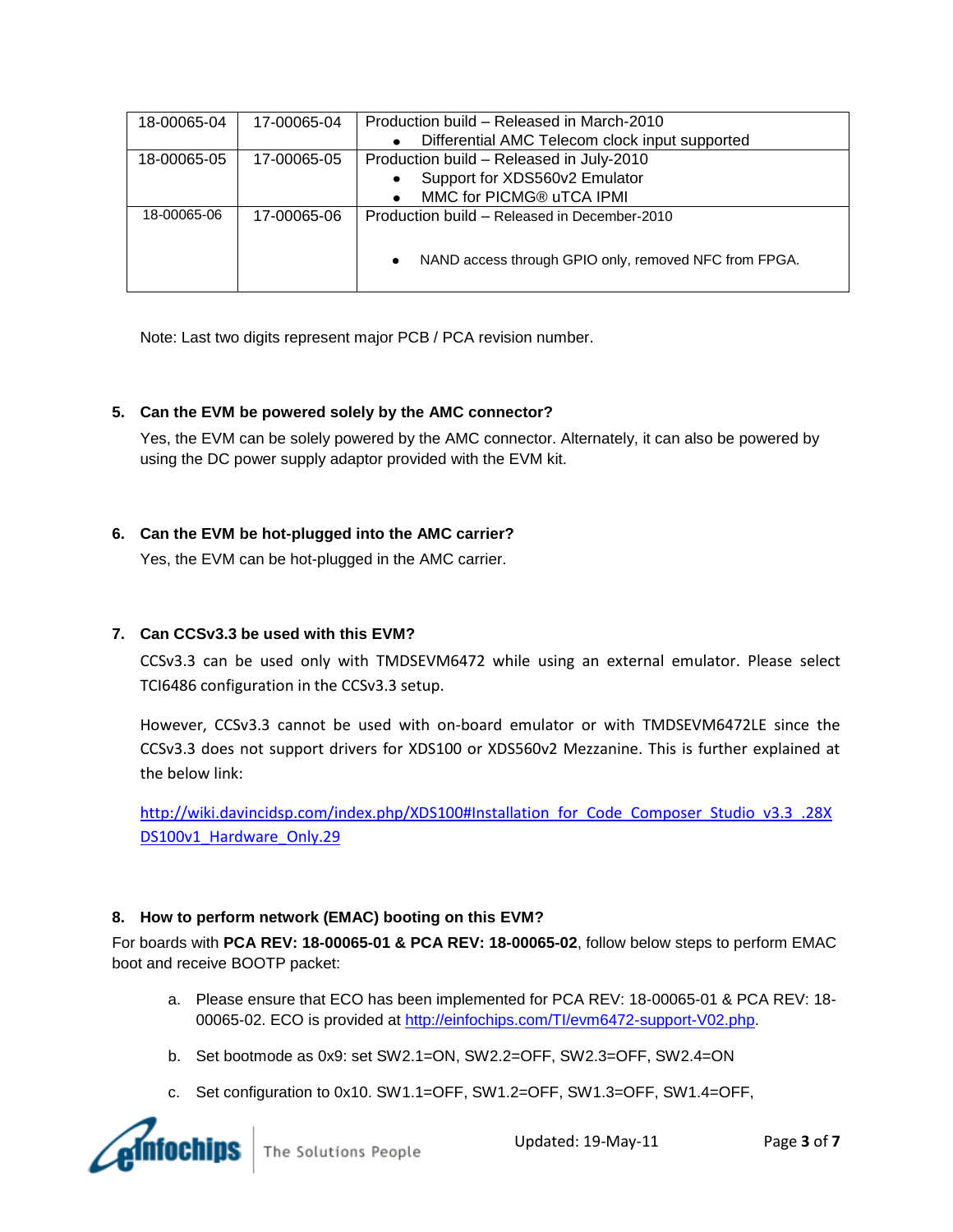| 18-00065-04 | 17-00065-04 | Production build – Released in March-2010<br>• Differential AMC Telecom clock input supported |
|---|---|---|
| 18-00065-05 | 17-00065-05 | Production build – Released in July-2010<br>• Support for XDS560v2 Emulator<br>• MMC for PICMG® uTCA IPMI |
| 18-00065-06 | 17-00065-06 | Production build – Released in December-2010<br>• NAND access through GPIO only, removed NFC from FPGA. |

Note: Last two digits represent major PCB / PCA revision number.

**5. Can the EVM be powered solely by the AMC connector?**

Yes, the EVM can be solely powered by the AMC connector. Alternately, it can also be powered by using the DC power supply adaptor provided with the EVM kit.

**6. Can the EVM be hot-plugged into the AMC carrier?**

Yes, the EVM can be hot-plugged in the AMC carrier.

**7. Can CCSv3.3 be used with this EVM?**

CCSv3.3 can be used only with TMDSEVM6472 while using an external emulator. Please select TCI6486 configuration in the CCSv3.3 setup.

However, CCSv3.3 cannot be used with on-board emulator or with TMDSEVM6472LE since the CCSv3.3 does not support drivers for XDS100 or XDS560v2 Mezzanine. This is further explained at the below link:

http://wiki.davincidsp.com/index.php/XDS100#Installation_for_Code_Composer_Studio_v3.3_.28XDS100v1_Hardware_Only.29

**8. How to perform network (EMAC) booting on this EVM?**

For boards with **PCA REV: 18-00065-01 & PCA REV: 18-00065-02**, follow below steps to perform EMAC boot and receive BOOTP packet:

a. Please ensure that ECO has been implemented for PCA REV: 18-00065-01 & PCA REV: 18-00065-02. ECO is provided at http://einfochips.com/TI/evm6472-support-V02.php.

b. Set bootmode as 0x9: set SW2.1=ON, SW2.2=OFF, SW2.3=OFF, SW2.4=ON

c. Set configuration to 0x10. SW1.1=OFF, SW1.2=OFF, SW1.3=OFF, SW1.4=OFF,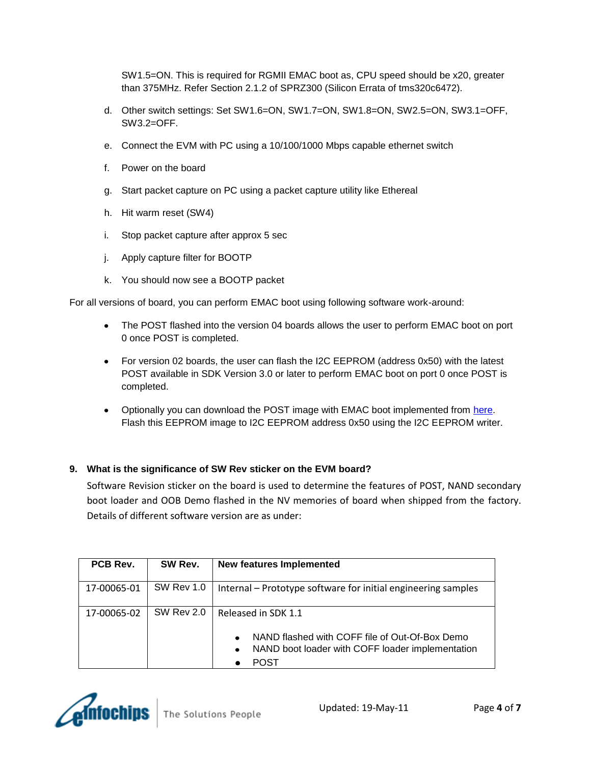SW1.5=ON. This is required for RGMII EMAC boot as, CPU speed should be x20, greater than 375MHz. Refer Section 2.1.2 of SPRZ300 (Silicon Errata of tms320c6472).

d. Other switch settings: Set SW1.6=ON, SW1.7=ON, SW1.8=ON, SW2.5=ON, SW3.1=OFF, SW3.2=OFF.

e. Connect the EVM with PC using a 10/100/1000 Mbps capable ethernet switch

f. Power on the board

g. Start packet capture on PC using a packet capture utility like Ethereal

h. Hit warm reset (SW4)

i. Stop packet capture after approx 5 sec

j. Apply capture filter for BOOTP

k. You should now see a BOOTP packet

For all versions of board, you can perform EMAC boot using following software work-around:

- The POST flashed into the version 04 boards allows the user to perform EMAC boot on port 0 once POST is completed.
- For version 02 boards, the user can flash the I2C EEPROM (address 0x50) with the latest POST available in SDK Version 3.0 or later to perform EMAC boot on port 0 once POST is completed.
- Optionally you can download the POST image with EMAC boot implemented from here. Flash this EEPROM image to I2C EEPROM address 0x50 using the I2C EEPROM writer.

**9. What is the significance of SW Rev sticker on the EVM board?**

Software Revision sticker on the board is used to determine the features of POST, NAND secondary boot loader and OOB Demo flashed in the NV memories of board when shipped from the factory. Details of different software version are as under:

| PCB Rev. | SW Rev. | New features Implemented |
|---|---|---|
| 17-00065-01 | SW Rev 1.0 | Internal – Prototype software for initial engineering samples |
| 17-00065-02 | SW Rev 2.0 | Released in SDK 1.1<br>• NAND flashed with COFF file of Out-Of-Box Demo<br>• NAND boot loader with COFF loader implementation<br>• POST |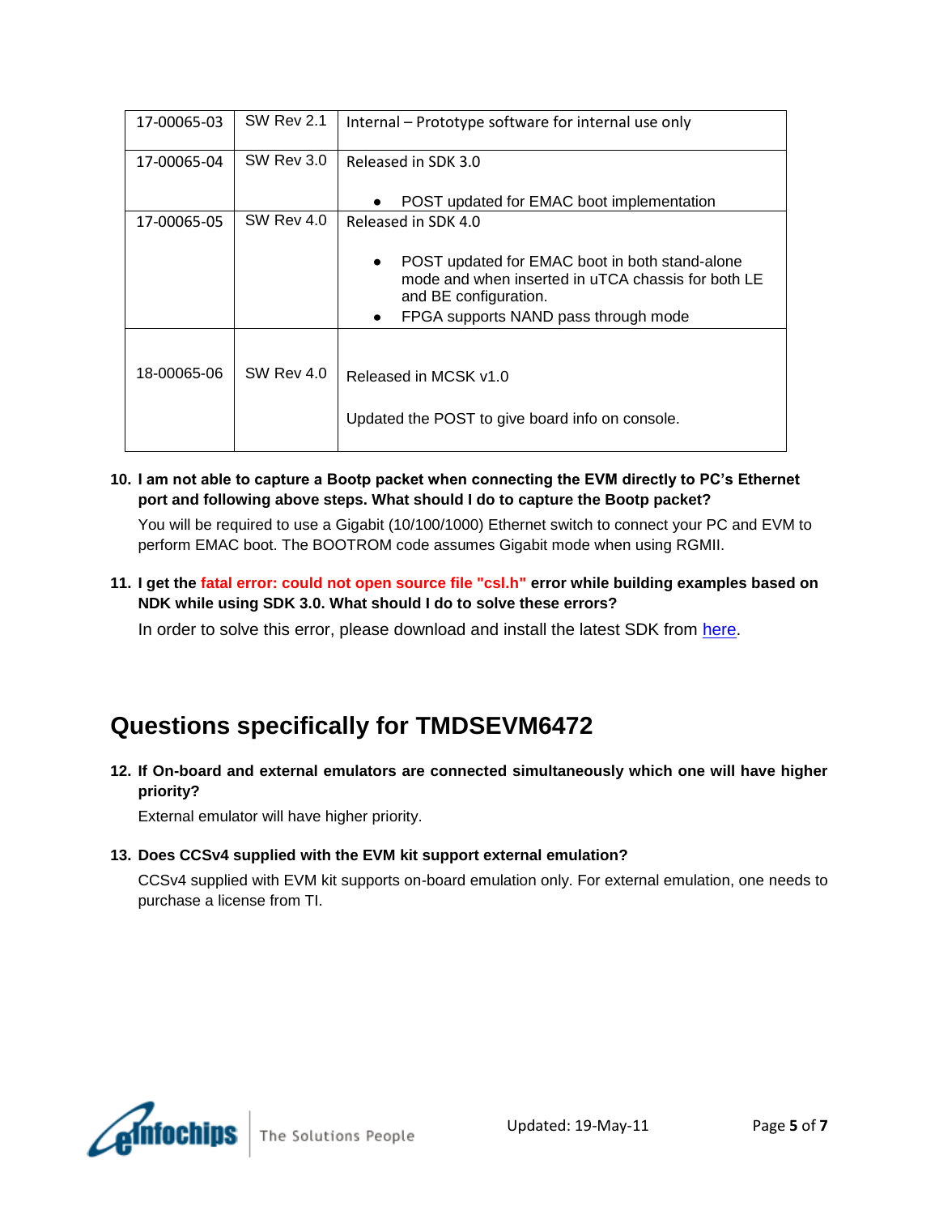| | | |
|---|---|---|
| 17-00065-03 | SW Rev 2.1 | Internal – Prototype software for internal use only |
| 17-00065-04 | SW Rev 3.0 | Released in SDK 3.0<br>• POST updated for EMAC boot implementation |
| 17-00065-05 | SW Rev 4.0 | Released in SDK 4.0<br>• POST updated for EMAC boot in both stand-alone mode and when inserted in uTCA chassis for both LE and BE configuration.<br>• FPGA supports NAND pass through mode |
| 18-00065-06 | SW Rev 4.0 | Released in MCSK v1.0<br>Updated the POST to give board info on console. |

10. **I am not able to capture a Bootp packet when connecting the EVM directly to PC's Ethernet port and following above steps. What should I do to capture the Bootp packet?**

    You will be required to use a Gigabit (10/100/1000) Ethernet switch to connect your PC and EVM to perform EMAC boot. The BOOTROM code assumes Gigabit mode when using RGMII.

11. **I get the fatal error: could not open source file "csl.h" error while building examples based on NDK while using SDK 3.0. What should I do to solve these errors?**

    In order to solve this error, please download and install the latest SDK from here.

## Questions specifically for TMDSEVM6472

12. **If On-board and external emulators are connected simultaneously which one will have higher priority?**

    External emulator will have higher priority.

13. **Does CCSv4 supplied with the EVM kit support external emulation?**

    CCSv4 supplied with EVM kit supports on-board emulation only. For external emulation, one needs to purchase a license from TI.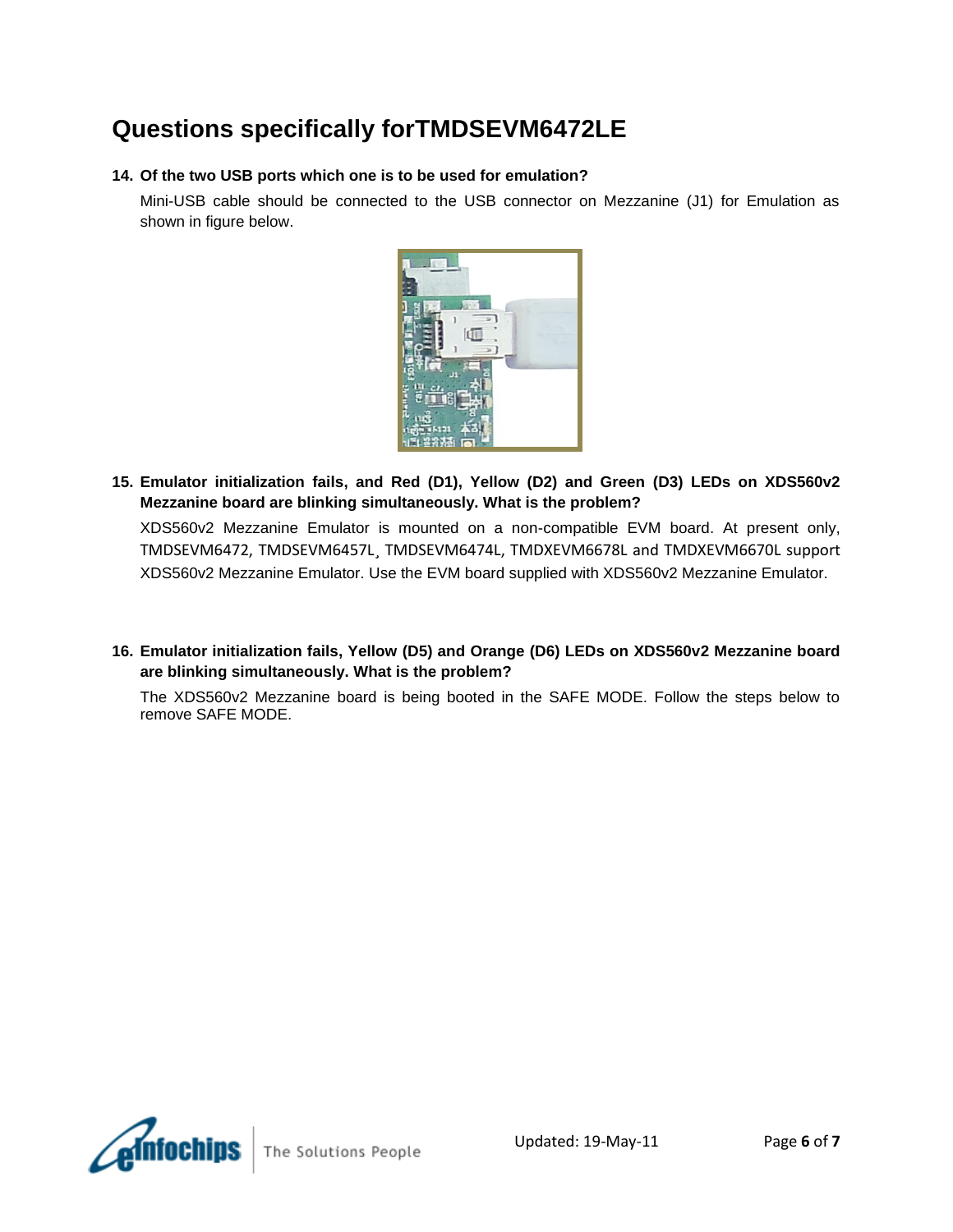# Questions specifically forTMDSEVM6472LE

**14. Of the two USB ports which one is to be used for emulation?**

Mini-USB cable should be connected to the USB connector on Mezzanine (J1) for Emulation as shown in figure below.

**15. Emulator initialization fails, and Red (D1), Yellow (D2) and Green (D3) LEDs on XDS560v2 Mezzanine board are blinking simultaneously. What is the problem?**

XDS560v2 Mezzanine Emulator is mounted on a non-compatible EVM board. At present only, TMDSEVM6472, TMDSEVM6457L¸ TMDSEVM6474L, TMDXEVM6678L and TMDXEVM6670L support XDS560v2 Mezzanine Emulator. Use the EVM board supplied with XDS560v2 Mezzanine Emulator.

**16. Emulator initialization fails, Yellow (D5) and Orange (D6) LEDs on XDS560v2 Mezzanine board are blinking simultaneously. What is the problem?**

The XDS560v2 Mezzanine board is being booted in the SAFE MODE. Follow the steps below to remove SAFE MODE.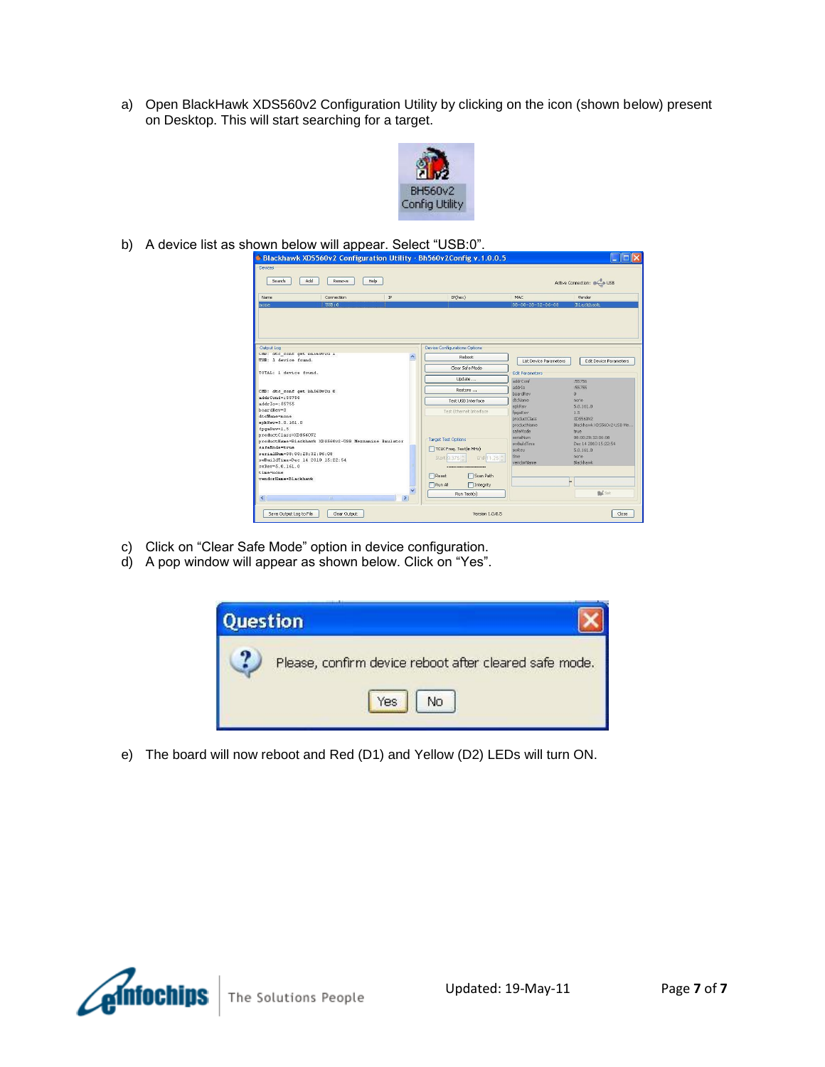a) Open BlackHawk XDS560v2 Configuration Utility by clicking on the icon (shown below) present on Desktop. This will start searching for a target.

b) A device list as shown below will appear. Select “USB:0”.

c) Click on “Clear Safe Mode” option in device configuration.

d) A pop window will appear as shown below. Click on “Yes”.

e) The board will now reboot and Red (D1) and Yellow (D2) LEDs will turn ON.